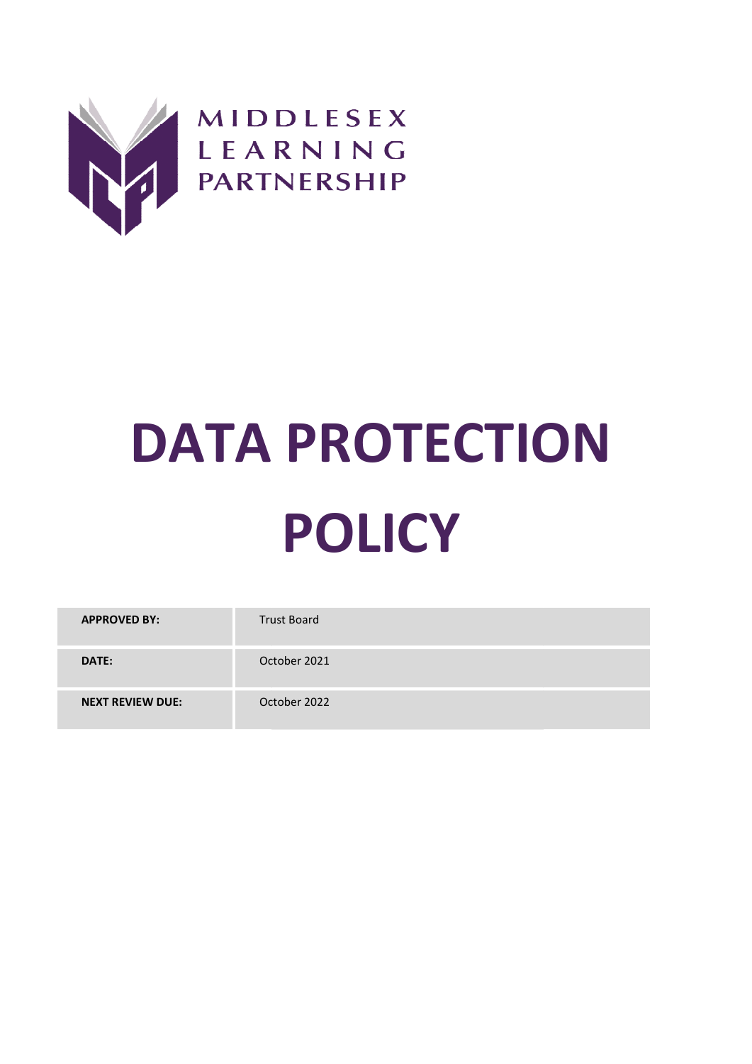MIDDLESEX LEARNING PARTNERSHIP

# DATA PROTECTION POLICY

| **APPROVED BY:** | Trust Board |
| --- | --- |
| **DATE:** | October 2021 |
| **NEXT REVIEW DUE:** | October 2022 |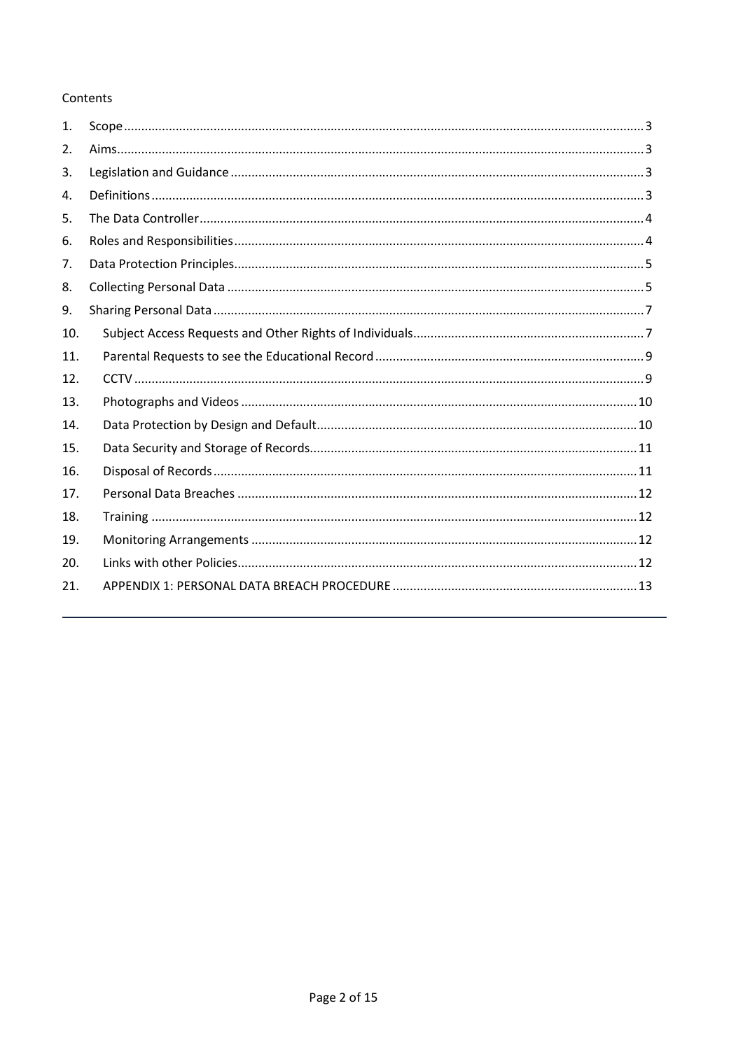Contents

1. Scope .......... 3
2. Aims .......... 3
3. Legislation and Guidance .......... 3
4. Definitions .......... 3
5. The Data Controller .......... 4
6. Roles and Responsibilities .......... 4
7. Data Protection Principles .......... 5
8. Collecting Personal Data .......... 5
9. Sharing Personal Data .......... 7
10. Subject Access Requests and Other Rights of Individuals .......... 7
11. Parental Requests to see the Educational Record .......... 9
12. CCTV .......... 9
13. Photographs and Videos .......... 10
14. Data Protection by Design and Default .......... 10
15. Data Security and Storage of Records .......... 11
16. Disposal of Records .......... 11
17. Personal Data Breaches .......... 12
18. Training .......... 12
19. Monitoring Arrangements .......... 12
20. Links with other Policies .......... 12
21. APPENDIX 1: PERSONAL DATA BREACH PROCEDURE .......... 13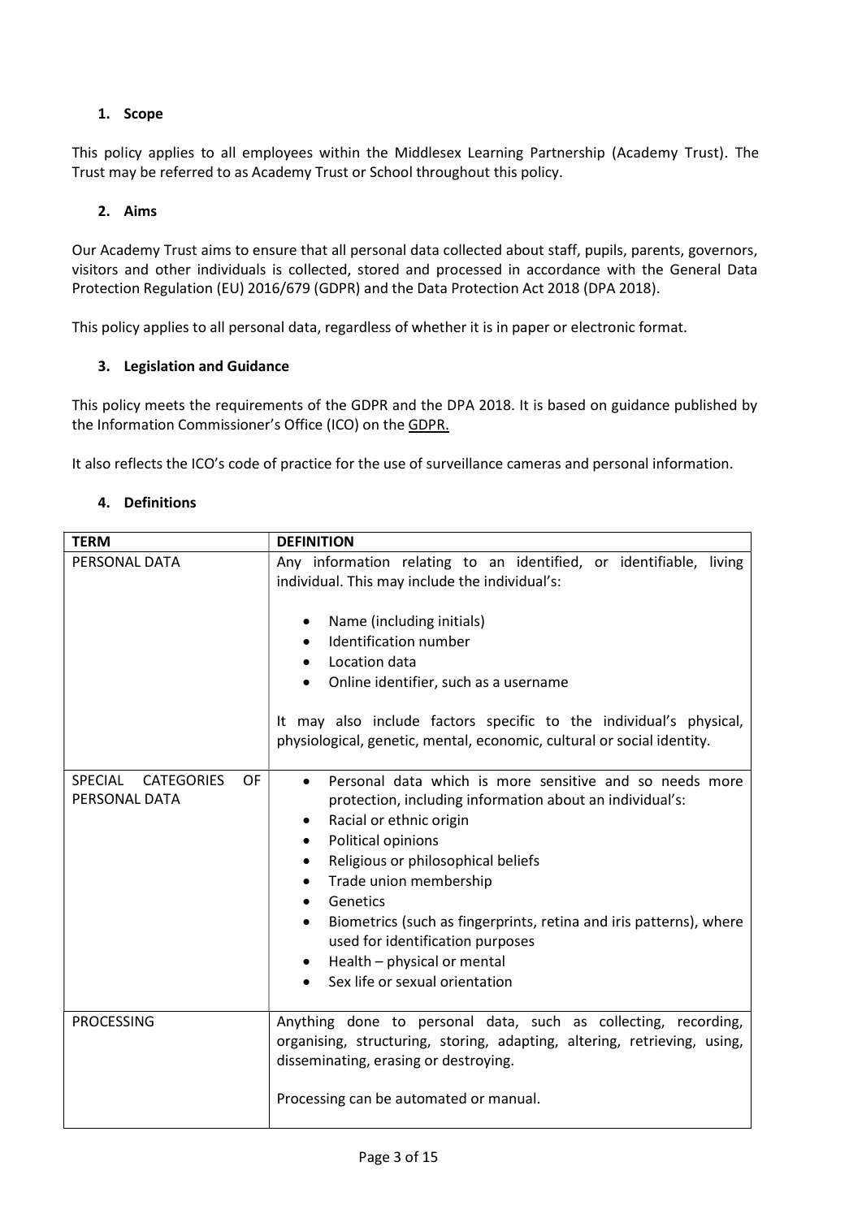## 1. Scope

This policy applies to all employees within the Middlesex Learning Partnership (Academy Trust). The Trust may be referred to as Academy Trust or School throughout this policy.

## 2. Aims

Our Academy Trust aims to ensure that all personal data collected about staff, pupils, parents, governors, visitors and other individuals is collected, stored and processed in accordance with the General Data Protection Regulation (EU) 2016/679 (GDPR) and the Data Protection Act 2018 (DPA 2018).

This policy applies to all personal data, regardless of whether it is in paper or electronic format.

## 3. Legislation and Guidance

This policy meets the requirements of the GDPR and the DPA 2018. It is based on guidance published by the Information Commissioner's Office (ICO) on the GDPR.

It also reflects the ICO's code of practice for the use of surveillance cameras and personal information.

## 4. Definitions

| TERM | DEFINITION |
|---|---|
| PERSONAL DATA | Any information relating to an identified, or identifiable, living individual. This may include the individual's:<br><br>• Name (including initials)<br>• Identification number<br>• Location data<br>• Online identifier, such as a username<br><br>It may also include factors specific to the individual's physical, physiological, genetic, mental, economic, cultural or social identity. |
| SPECIAL CATEGORIES OF PERSONAL DATA | • Personal data which is more sensitive and so needs more protection, including information about an individual's:<br>• Racial or ethnic origin<br>• Political opinions<br>• Religious or philosophical beliefs<br>• Trade union membership<br>• Genetics<br>• Biometrics (such as fingerprints, retina and iris patterns), where used for identification purposes<br>• Health – physical or mental<br>• Sex life or sexual orientation |
| PROCESSING | Anything done to personal data, such as collecting, recording, organising, structuring, storing, adapting, altering, retrieving, using, disseminating, erasing or destroying.<br><br>Processing can be automated or manual. |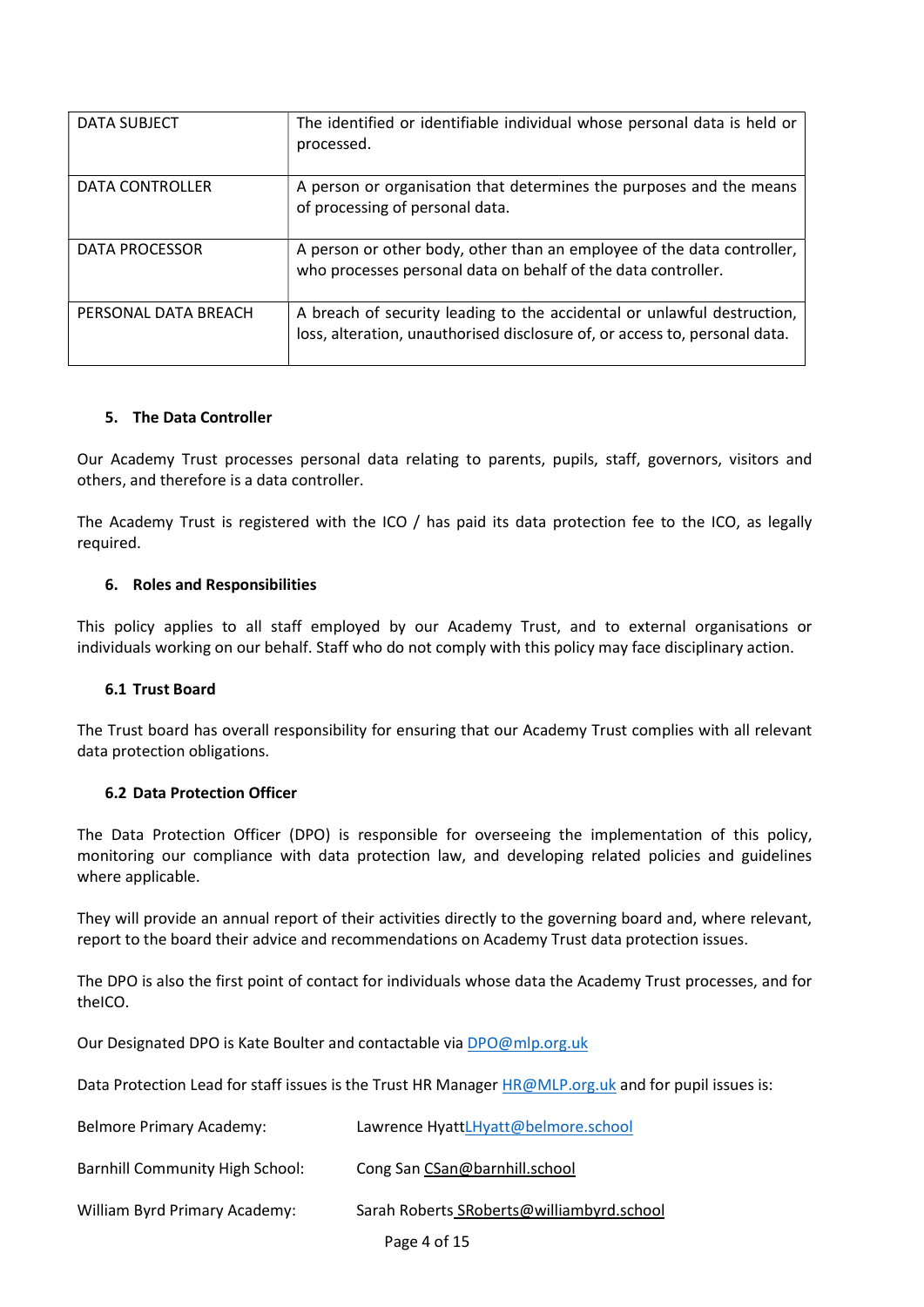| | |
|---|---|
| DATA SUBJECT | The identified or identifiable individual whose personal data is held or processed. |
| DATA CONTROLLER | A person or organisation that determines the purposes and the means of processing of personal data. |
| DATA PROCESSOR | A person or other body, other than an employee of the data controller, who processes personal data on behalf of the data controller. |
| PERSONAL DATA BREACH | A breach of security leading to the accidental or unlawful destruction, loss, alteration, unauthorised disclosure of, or access to, personal data. |

## 5. The Data Controller

Our Academy Trust processes personal data relating to parents, pupils, staff, governors, visitors and others, and therefore is a data controller.

The Academy Trust is registered with the ICO / has paid its data protection fee to the ICO, as legally required.

## 6. Roles and Responsibilities

This policy applies to all staff employed by our Academy Trust, and to external organisations or individuals working on our behalf. Staff who do not comply with this policy may face disciplinary action.

### 6.1 Trust Board

The Trust board has overall responsibility for ensuring that our Academy Trust complies with all relevant data protection obligations.

### 6.2 Data Protection Officer

The Data Protection Officer (DPO) is responsible for overseeing the implementation of this policy, monitoring our compliance with data protection law, and developing related policies and guidelines where applicable.

They will provide an annual report of their activities directly to the governing board and, where relevant, report to the board their advice and recommendations on Academy Trust data protection issues.

The DPO is also the first point of contact for individuals whose data the Academy Trust processes, and for theICO.

Our Designated DPO is Kate Boulter and contactable via DPO@mlp.org.uk

Data Protection Lead for staff issues is the Trust HR Manager HR@MLP.org.uk and for pupil issues is:

| | |
|---|---|
| Belmore Primary Academy: | Lawrence HyattLHyatt@belmore.school |
| Barnhill Community High School: | Cong San CSan@barnhill.school |
| William Byrd Primary Academy: | Sarah Roberts SRoberts@williambyrd.school |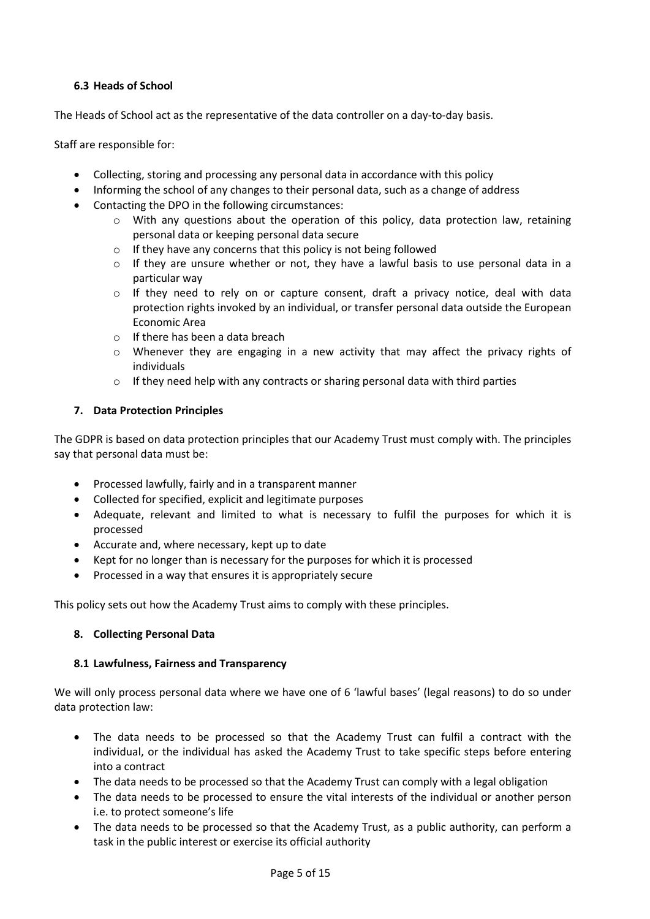### 6.3 Heads of School

The Heads of School act as the representative of the data controller on a day-to-day basis.

Staff are responsible for:

- Collecting, storing and processing any personal data in accordance with this policy
- Informing the school of any changes to their personal data, such as a change of address
- Contacting the DPO in the following circumstances:
  - With any questions about the operation of this policy, data protection law, retaining personal data or keeping personal data secure
  - If they have any concerns that this policy is not being followed
  - If they are unsure whether or not, they have a lawful basis to use personal data in a particular way
  - If they need to rely on or capture consent, draft a privacy notice, deal with data protection rights invoked by an individual, or transfer personal data outside the European Economic Area
  - If there has been a data breach
  - Whenever they are engaging in a new activity that may affect the privacy rights of individuals
  - If they need help with any contracts or sharing personal data with third parties

## 7. Data Protection Principles

The GDPR is based on data protection principles that our Academy Trust must comply with. The principles say that personal data must be:

- Processed lawfully, fairly and in a transparent manner
- Collected for specified, explicit and legitimate purposes
- Adequate, relevant and limited to what is necessary to fulfil the purposes for which it is processed
- Accurate and, where necessary, kept up to date
- Kept for no longer than is necessary for the purposes for which it is processed
- Processed in a way that ensures it is appropriately secure

This policy sets out how the Academy Trust aims to comply with these principles.

## 8. Collecting Personal Data

### 8.1 Lawfulness, Fairness and Transparency

We will only process personal data where we have one of 6 'lawful bases' (legal reasons) to do so under data protection law:

- The data needs to be processed so that the Academy Trust can fulfil a contract with the individual, or the individual has asked the Academy Trust to take specific steps before entering into a contract
- The data needs to be processed so that the Academy Trust can comply with a legal obligation
- The data needs to be processed to ensure the vital interests of the individual or another person i.e. to protect someone's life
- The data needs to be processed so that the Academy Trust, as a public authority, can perform a task in the public interest or exercise its official authority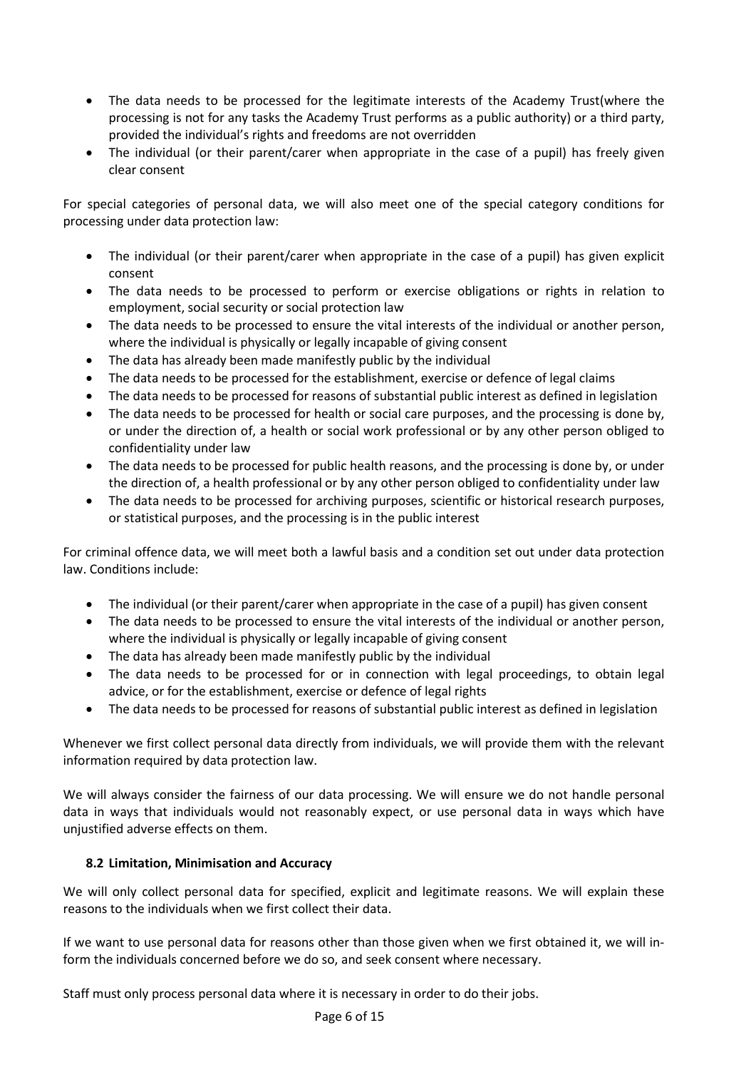- The data needs to be processed for the legitimate interests of the Academy Trust(where the processing is not for any tasks the Academy Trust performs as a public authority) or a third party, provided the individual's rights and freedoms are not overridden
- The individual (or their parent/carer when appropriate in the case of a pupil) has freely given clear consent

For special categories of personal data, we will also meet one of the special category conditions for processing under data protection law:

- The individual (or their parent/carer when appropriate in the case of a pupil) has given explicit consent
- The data needs to be processed to perform or exercise obligations or rights in relation to employment, social security or social protection law
- The data needs to be processed to ensure the vital interests of the individual or another person, where the individual is physically or legally incapable of giving consent
- The data has already been made manifestly public by the individual
- The data needs to be processed for the establishment, exercise or defence of legal claims
- The data needs to be processed for reasons of substantial public interest as defined in legislation
- The data needs to be processed for health or social care purposes, and the processing is done by, or under the direction of, a health or social work professional or by any other person obliged to confidentiality under law
- The data needs to be processed for public health reasons, and the processing is done by, or under the direction of, a health professional or by any other person obliged to confidentiality under law
- The data needs to be processed for archiving purposes, scientific or historical research purposes, or statistical purposes, and the processing is in the public interest

For criminal offence data, we will meet both a lawful basis and a condition set out under data protection law. Conditions include:

- The individual (or their parent/carer when appropriate in the case of a pupil) has given consent
- The data needs to be processed to ensure the vital interests of the individual or another person, where the individual is physically or legally incapable of giving consent
- The data has already been made manifestly public by the individual
- The data needs to be processed for or in connection with legal proceedings, to obtain legal advice, or for the establishment, exercise or defence of legal rights
- The data needs to be processed for reasons of substantial public interest as defined in legislation

Whenever we first collect personal data directly from individuals, we will provide them with the relevant information required by data protection law.

We will always consider the fairness of our data processing. We will ensure we do not handle personal data in ways that individuals would not reasonably expect, or use personal data in ways which have unjustified adverse effects on them.

### 8.2 Limitation, Minimisation and Accuracy

We will only collect personal data for specified, explicit and legitimate reasons. We will explain these reasons to the individuals when we first collect their data.

If we want to use personal data for reasons other than those given when we first obtained it, we will inform the individuals concerned before we do so, and seek consent where necessary.

Staff must only process personal data where it is necessary in order to do their jobs.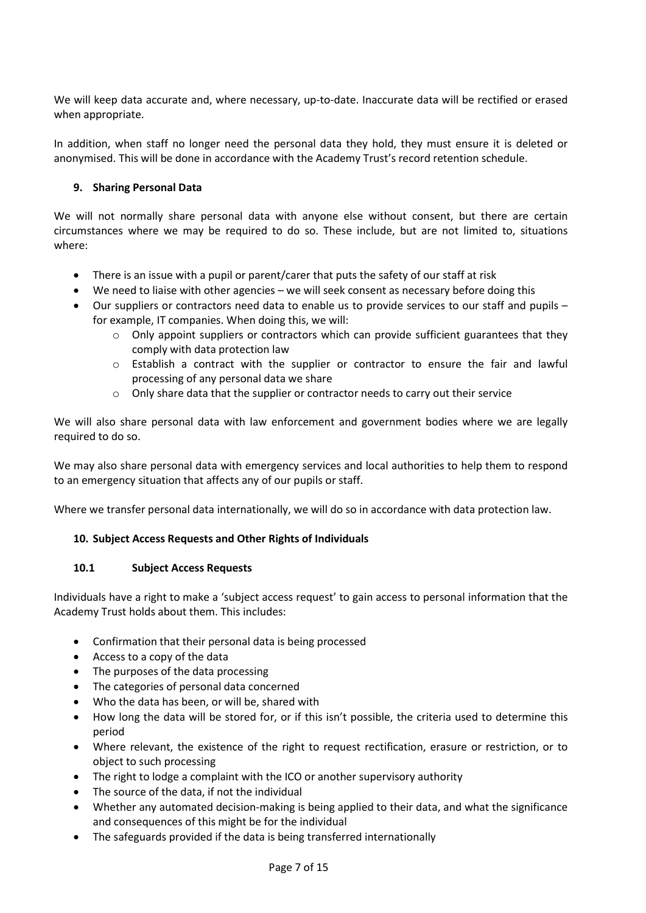We will keep data accurate and, where necessary, up-to-date. Inaccurate data will be rectified or erased when appropriate.

In addition, when staff no longer need the personal data they hold, they must ensure it is deleted or anonymised. This will be done in accordance with the Academy Trust's record retention schedule.

## 9. Sharing Personal Data

We will not normally share personal data with anyone else without consent, but there are certain circumstances where we may be required to do so. These include, but are not limited to, situations where:

- There is an issue with a pupil or parent/carer that puts the safety of our staff at risk
- We need to liaise with other agencies – we will seek consent as necessary before doing this
- Our suppliers or contractors need data to enable us to provide services to our staff and pupils – for example, IT companies. When doing this, we will:
    - Only appoint suppliers or contractors which can provide sufficient guarantees that they comply with data protection law
    - Establish a contract with the supplier or contractor to ensure the fair and lawful processing of any personal data we share
    - Only share data that the supplier or contractor needs to carry out their service

We will also share personal data with law enforcement and government bodies where we are legally required to do so.

We may also share personal data with emergency services and local authorities to help them to respond to an emergency situation that affects any of our pupils or staff.

Where we transfer personal data internationally, we will do so in accordance with data protection law.

## 10. Subject Access Requests and Other Rights of Individuals

### 10.1 Subject Access Requests

Individuals have a right to make a 'subject access request' to gain access to personal information that the Academy Trust holds about them. This includes:

- Confirmation that their personal data is being processed
- Access to a copy of the data
- The purposes of the data processing
- The categories of personal data concerned
- Who the data has been, or will be, shared with
- How long the data will be stored for, or if this isn't possible, the criteria used to determine this period
- Where relevant, the existence of the right to request rectification, erasure or restriction, or to object to such processing
- The right to lodge a complaint with the ICO or another supervisory authority
- The source of the data, if not the individual
- Whether any automated decision-making is being applied to their data, and what the significance and consequences of this might be for the individual
- The safeguards provided if the data is being transferred internationally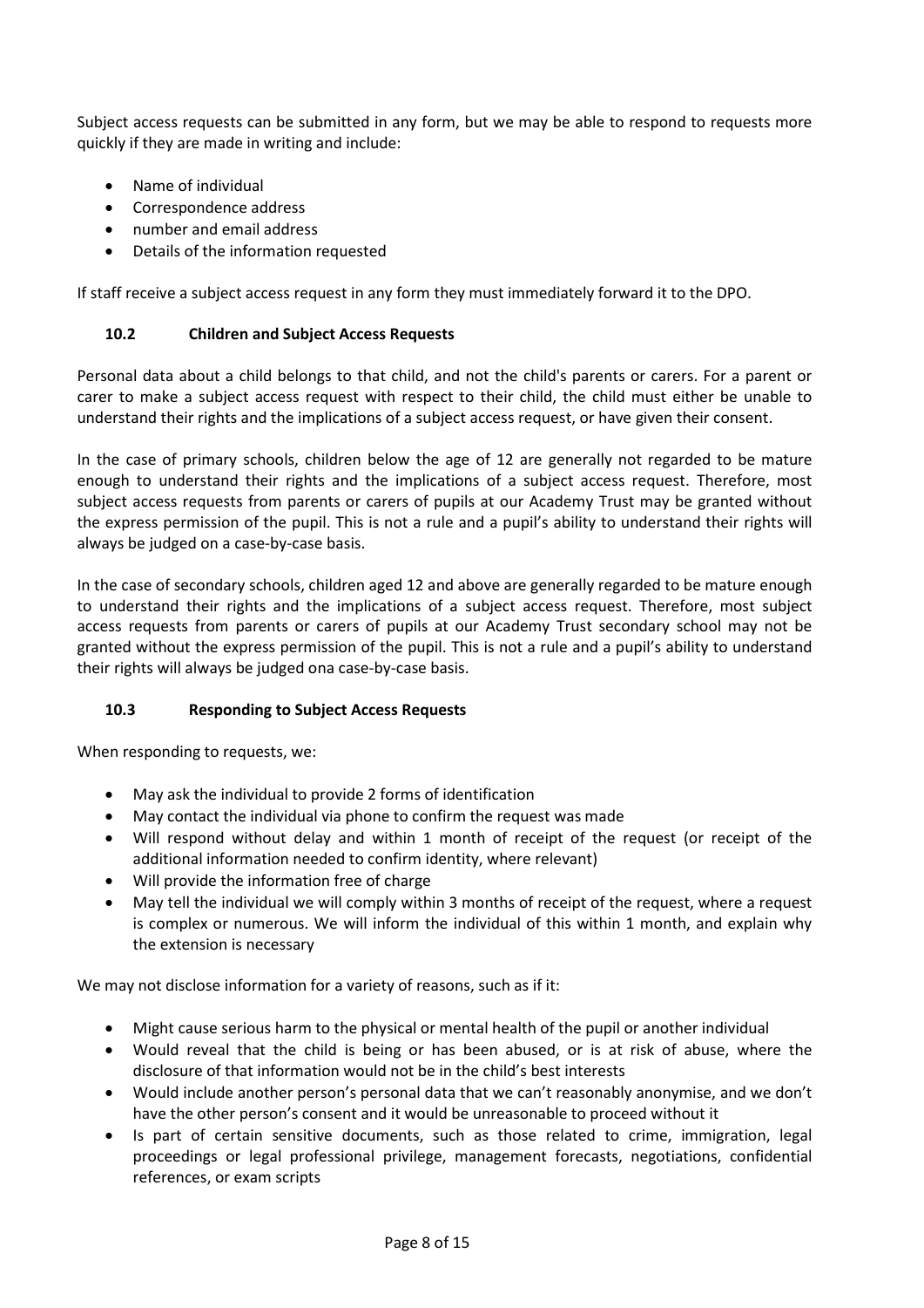Subject access requests can be submitted in any form, but we may be able to respond to requests more quickly if they are made in writing and include:

- Name of individual
- Correspondence address
- number and email address
- Details of the information requested

If staff receive a subject access request in any form they must immediately forward it to the DPO.

### 10.2 Children and Subject Access Requests

Personal data about a child belongs to that child, and not the child's parents or carers. For a parent or carer to make a subject access request with respect to their child, the child must either be unable to understand their rights and the implications of a subject access request, or have given their consent.

In the case of primary schools, children below the age of 12 are generally not regarded to be mature enough to understand their rights and the implications of a subject access request. Therefore, most subject access requests from parents or carers of pupils at our Academy Trust may be granted without the express permission of the pupil. This is not a rule and a pupil's ability to understand their rights will always be judged on a case-by-case basis.

In the case of secondary schools, children aged 12 and above are generally regarded to be mature enough to understand their rights and the implications of a subject access request. Therefore, most subject access requests from parents or carers of pupils at our Academy Trust secondary school may not be granted without the express permission of the pupil. This is not a rule and a pupil's ability to understand their rights will always be judged ona case-by-case basis.

### 10.3 Responding to Subject Access Requests

When responding to requests, we:

- May ask the individual to provide 2 forms of identification
- May contact the individual via phone to confirm the request was made
- Will respond without delay and within 1 month of receipt of the request (or receipt of the additional information needed to confirm identity, where relevant)
- Will provide the information free of charge
- May tell the individual we will comply within 3 months of receipt of the request, where a request is complex or numerous. We will inform the individual of this within 1 month, and explain why the extension is necessary

We may not disclose information for a variety of reasons, such as if it:

- Might cause serious harm to the physical or mental health of the pupil or another individual
- Would reveal that the child is being or has been abused, or is at risk of abuse, where the disclosure of that information would not be in the child's best interests
- Would include another person's personal data that we can't reasonably anonymise, and we don't have the other person's consent and it would be unreasonable to proceed without it
- Is part of certain sensitive documents, such as those related to crime, immigration, legal proceedings or legal professional privilege, management forecasts, negotiations, confidential references, or exam scripts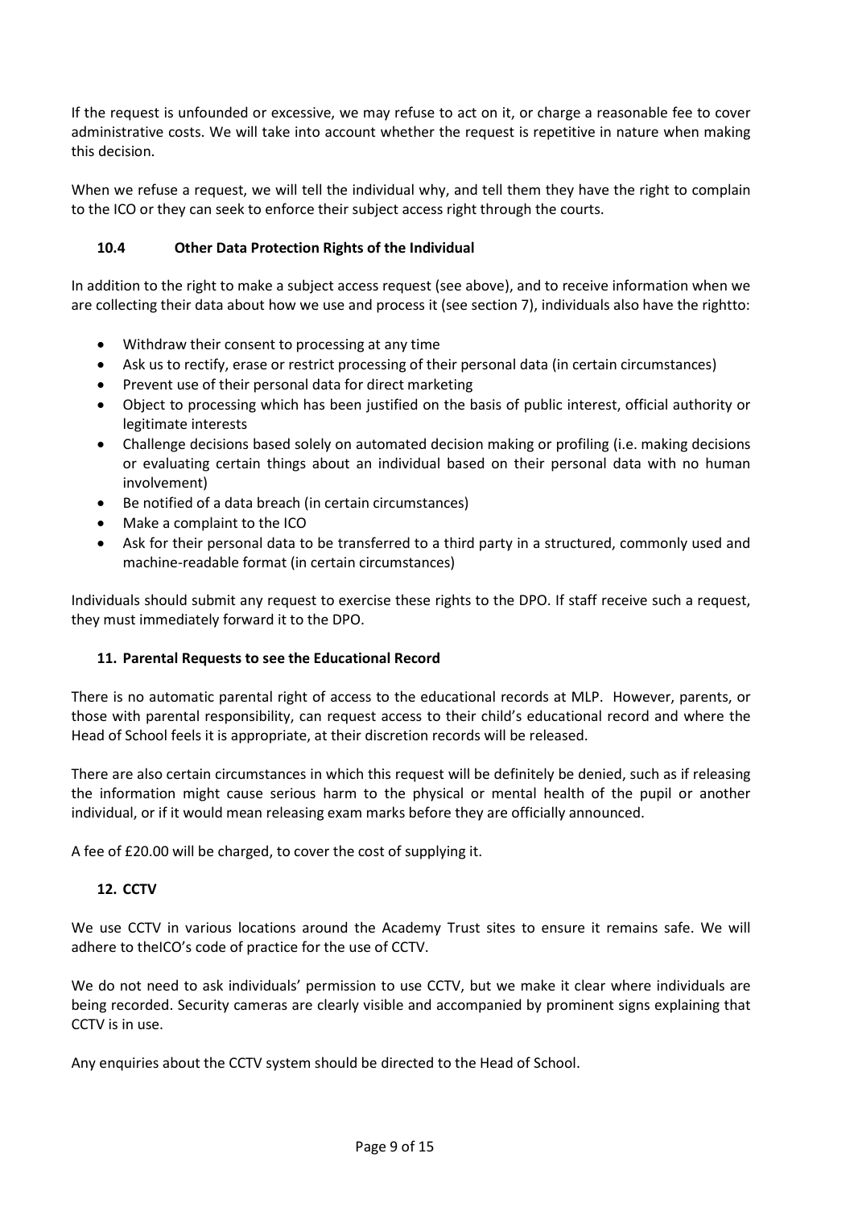If the request is unfounded or excessive, we may refuse to act on it, or charge a reasonable fee to cover administrative costs. We will take into account whether the request is repetitive in nature when making this decision.

When we refuse a request, we will tell the individual why, and tell them they have the right to complain to the ICO or they can seek to enforce their subject access right through the courts.

### 10.4 Other Data Protection Rights of the Individual

In addition to the right to make a subject access request (see above), and to receive information when we are collecting their data about how we use and process it (see section 7), individuals also have the rightto:

- Withdraw their consent to processing at any time
- Ask us to rectify, erase or restrict processing of their personal data (in certain circumstances)
- Prevent use of their personal data for direct marketing
- Object to processing which has been justified on the basis of public interest, official authority or legitimate interests
- Challenge decisions based solely on automated decision making or profiling (i.e. making decisions or evaluating certain things about an individual based on their personal data with no human involvement)
- Be notified of a data breach (in certain circumstances)
- Make a complaint to the ICO
- Ask for their personal data to be transferred to a third party in a structured, commonly used and machine-readable format (in certain circumstances)

Individuals should submit any request to exercise these rights to the DPO. If staff receive such a request, they must immediately forward it to the DPO.

## 11. Parental Requests to see the Educational Record

There is no automatic parental right of access to the educational records at MLP. However, parents, or those with parental responsibility, can request access to their child's educational record and where the Head of School feels it is appropriate, at their discretion records will be released.

There are also certain circumstances in which this request will be definitely be denied, such as if releasing the information might cause serious harm to the physical or mental health of the pupil or another individual, or if it would mean releasing exam marks before they are officially announced.

A fee of £20.00 will be charged, to cover the cost of supplying it.

## 12. CCTV

We use CCTV in various locations around the Academy Trust sites to ensure it remains safe. We will adhere to theICO's code of practice for the use of CCTV.

We do not need to ask individuals' permission to use CCTV, but we make it clear where individuals are being recorded. Security cameras are clearly visible and accompanied by prominent signs explaining that CCTV is in use.

Any enquiries about the CCTV system should be directed to the Head of School.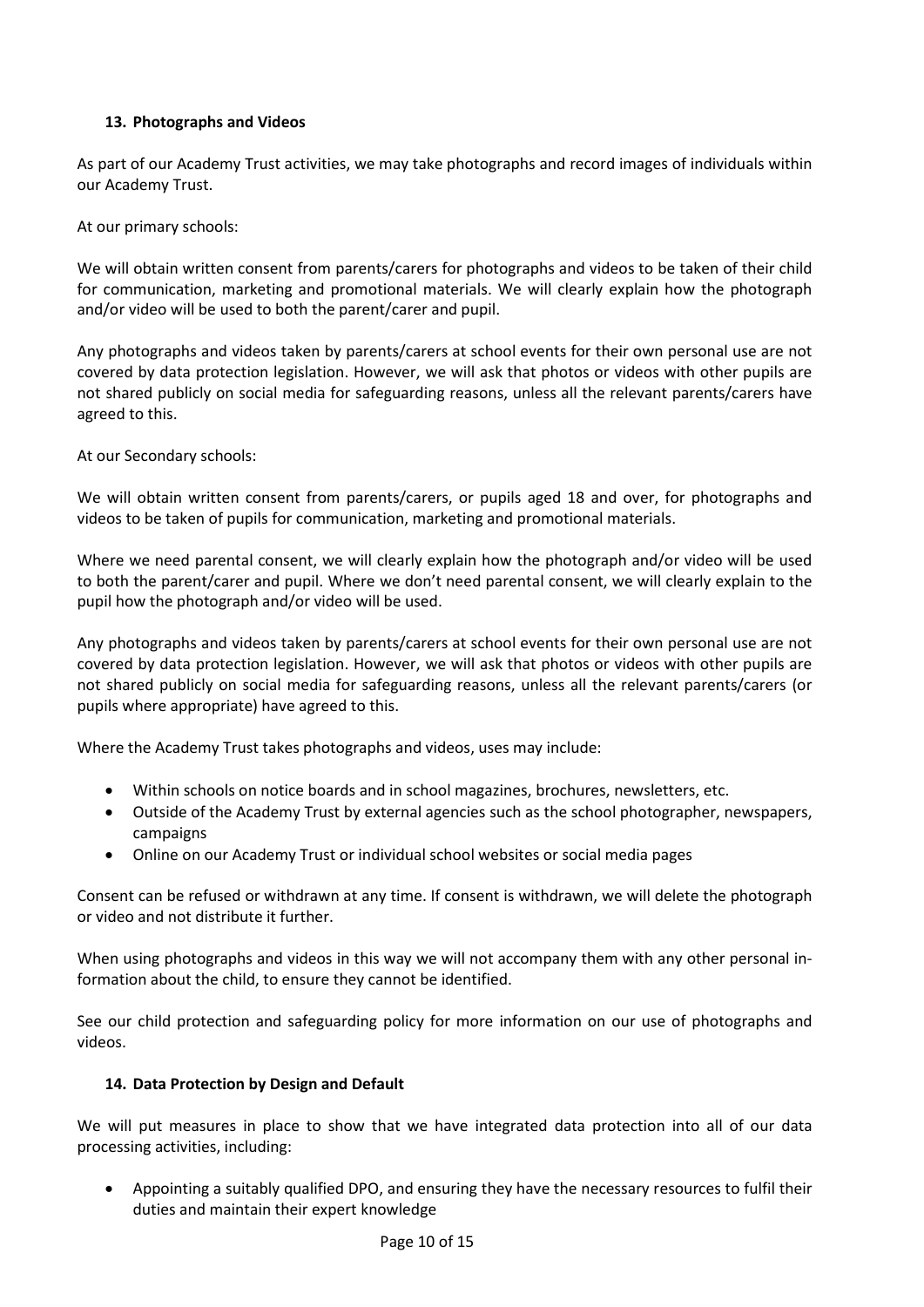## 13. Photographs and Videos

As part of our Academy Trust activities, we may take photographs and record images of individuals within our Academy Trust.

At our primary schools:

We will obtain written consent from parents/carers for photographs and videos to be taken of their child for communication, marketing and promotional materials. We will clearly explain how the photograph and/or video will be used to both the parent/carer and pupil.

Any photographs and videos taken by parents/carers at school events for their own personal use are not covered by data protection legislation. However, we will ask that photos or videos with other pupils are not shared publicly on social media for safeguarding reasons, unless all the relevant parents/carers have agreed to this.

At our Secondary schools:

We will obtain written consent from parents/carers, or pupils aged 18 and over, for photographs and videos to be taken of pupils for communication, marketing and promotional materials.

Where we need parental consent, we will clearly explain how the photograph and/or video will be used to both the parent/carer and pupil. Where we don't need parental consent, we will clearly explain to the pupil how the photograph and/or video will be used.

Any photographs and videos taken by parents/carers at school events for their own personal use are not covered by data protection legislation. However, we will ask that photos or videos with other pupils are not shared publicly on social media for safeguarding reasons, unless all the relevant parents/carers (or pupils where appropriate) have agreed to this.

Where the Academy Trust takes photographs and videos, uses may include:

- Within schools on notice boards and in school magazines, brochures, newsletters, etc.
- Outside of the Academy Trust by external agencies such as the school photographer, newspapers, campaigns
- Online on our Academy Trust or individual school websites or social media pages

Consent can be refused or withdrawn at any time. If consent is withdrawn, we will delete the photograph or video and not distribute it further.

When using photographs and videos in this way we will not accompany them with any other personal information about the child, to ensure they cannot be identified.

See our child protection and safeguarding policy for more information on our use of photographs and videos.

## 14. Data Protection by Design and Default

We will put measures in place to show that we have integrated data protection into all of our data processing activities, including:

- Appointing a suitably qualified DPO, and ensuring they have the necessary resources to fulfil their duties and maintain their expert knowledge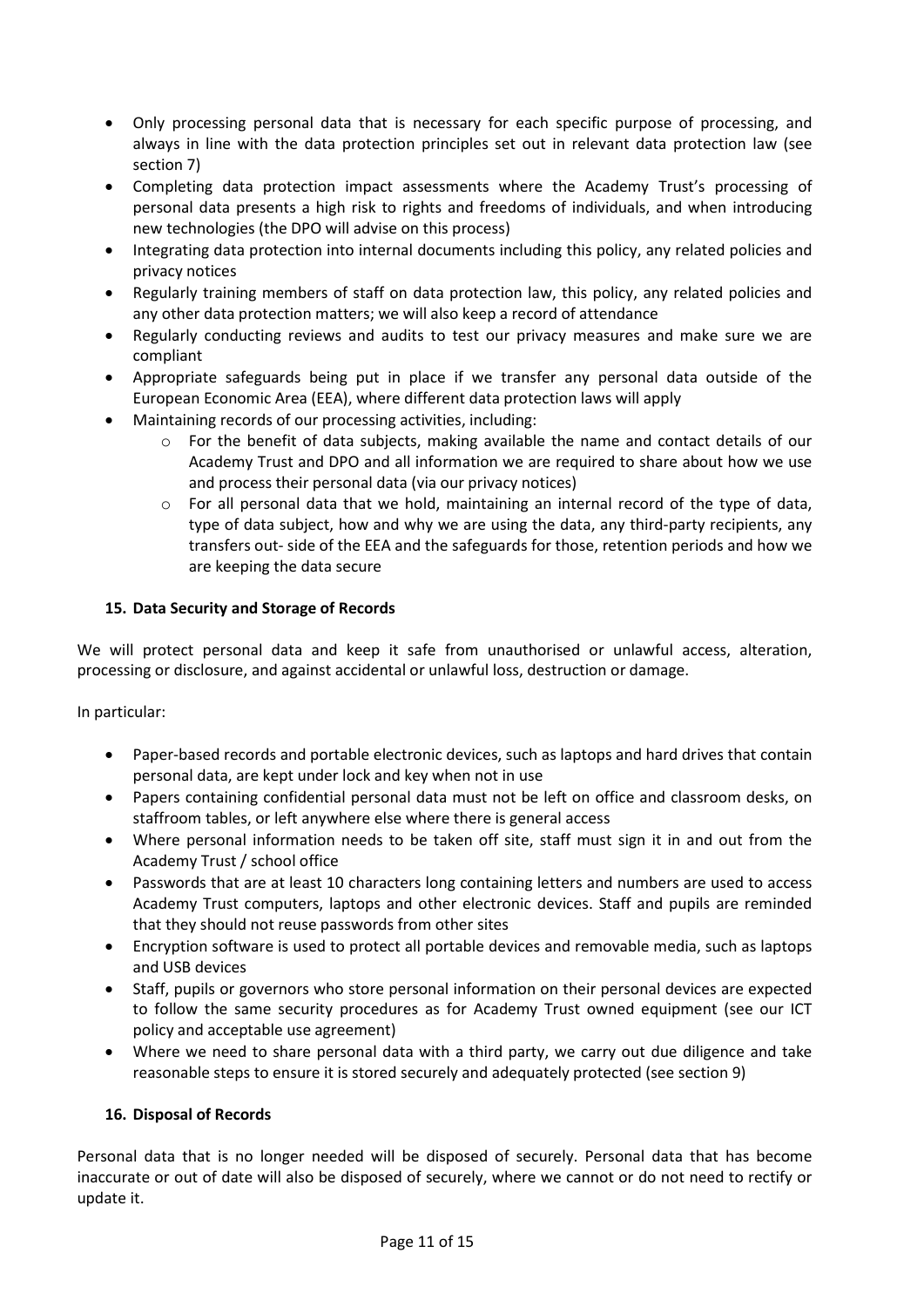- Only processing personal data that is necessary for each specific purpose of processing, and always in line with the data protection principles set out in relevant data protection law (see section 7)
- Completing data protection impact assessments where the Academy Trust's processing of personal data presents a high risk to rights and freedoms of individuals, and when introducing new technologies (the DPO will advise on this process)
- Integrating data protection into internal documents including this policy, any related policies and privacy notices
- Regularly training members of staff on data protection law, this policy, any related policies and any other data protection matters; we will also keep a record of attendance
- Regularly conducting reviews and audits to test our privacy measures and make sure we are compliant
- Appropriate safeguards being put in place if we transfer any personal data outside of the European Economic Area (EEA), where different data protection laws will apply
- Maintaining records of our processing activities, including:
    - For the benefit of data subjects, making available the name and contact details of our Academy Trust and DPO and all information we are required to share about how we use and process their personal data (via our privacy notices)
    - For all personal data that we hold, maintaining an internal record of the type of data, type of data subject, how and why we are using the data, any third-party recipients, any transfers out- side of the EEA and the safeguards for those, retention periods and how we are keeping the data secure

## 15. Data Security and Storage of Records

We will protect personal data and keep it safe from unauthorised or unlawful access, alteration, processing or disclosure, and against accidental or unlawful loss, destruction or damage.

In particular:

- Paper-based records and portable electronic devices, such as laptops and hard drives that contain personal data, are kept under lock and key when not in use
- Papers containing confidential personal data must not be left on office and classroom desks, on staffroom tables, or left anywhere else where there is general access
- Where personal information needs to be taken off site, staff must sign it in and out from the Academy Trust / school office
- Passwords that are at least 10 characters long containing letters and numbers are used to access Academy Trust computers, laptops and other electronic devices. Staff and pupils are reminded that they should not reuse passwords from other sites
- Encryption software is used to protect all portable devices and removable media, such as laptops and USB devices
- Staff, pupils or governors who store personal information on their personal devices are expected to follow the same security procedures as for Academy Trust owned equipment (see our ICT policy and acceptable use agreement)
- Where we need to share personal data with a third party, we carry out due diligence and take reasonable steps to ensure it is stored securely and adequately protected (see section 9)

## 16. Disposal of Records

Personal data that is no longer needed will be disposed of securely. Personal data that has become inaccurate or out of date will also be disposed of securely, where we cannot or do not need to rectify or update it.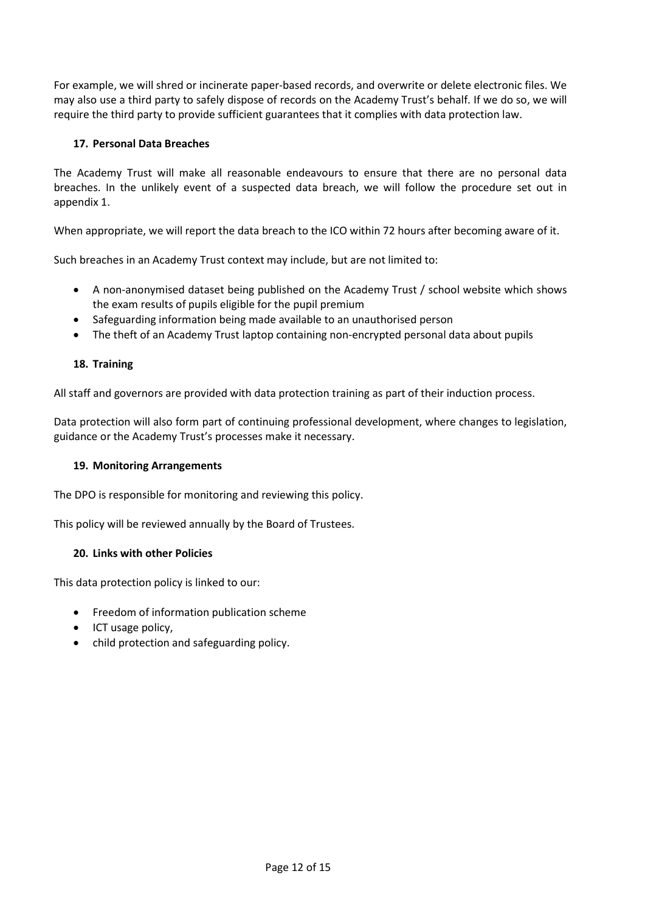For example, we will shred or incinerate paper-based records, and overwrite or delete electronic files. We may also use a third party to safely dispose of records on the Academy Trust's behalf. If we do so, we will require the third party to provide sufficient guarantees that it complies with data protection law.

## 17. Personal Data Breaches

The Academy Trust will make all reasonable endeavours to ensure that there are no personal data breaches. In the unlikely event of a suspected data breach, we will follow the procedure set out in appendix 1.

When appropriate, we will report the data breach to the ICO within 72 hours after becoming aware of it.

Such breaches in an Academy Trust context may include, but are not limited to:

- A non-anonymised dataset being published on the Academy Trust / school website which shows the exam results of pupils eligible for the pupil premium
- Safeguarding information being made available to an unauthorised person
- The theft of an Academy Trust laptop containing non-encrypted personal data about pupils

## 18. Training

All staff and governors are provided with data protection training as part of their induction process.

Data protection will also form part of continuing professional development, where changes to legislation, guidance or the Academy Trust's processes make it necessary.

## 19. Monitoring Arrangements

The DPO is responsible for monitoring and reviewing this policy.

This policy will be reviewed annually by the Board of Trustees.

## 20. Links with other Policies

This data protection policy is linked to our:

- Freedom of information publication scheme
- ICT usage policy,
- child protection and safeguarding policy.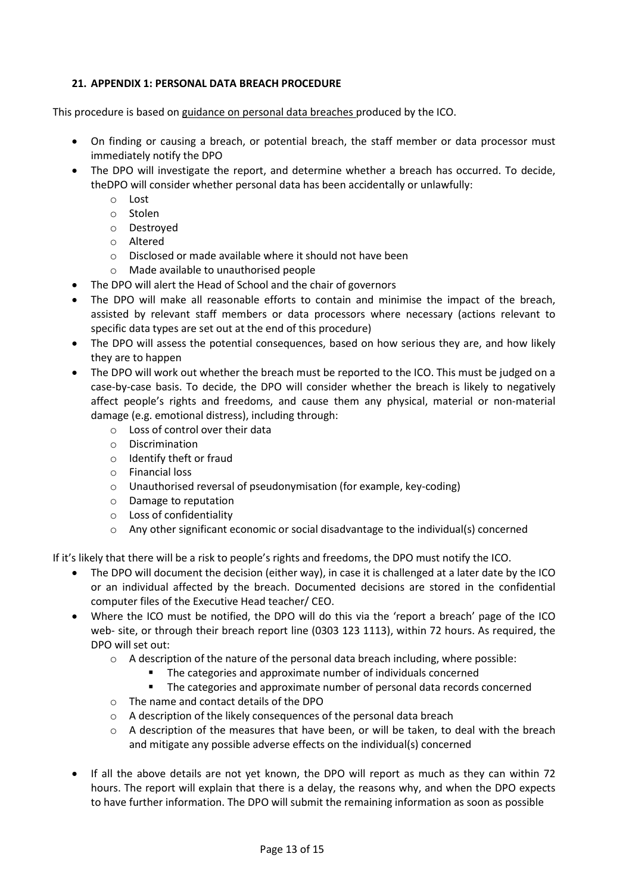#### 21. APPENDIX 1: PERSONAL DATA BREACH PROCEDURE

This procedure is based on guidance on personal data breaches produced by the ICO.

- On finding or causing a breach, or potential breach, the staff member or data processor must immediately notify the DPO
- The DPO will investigate the report, and determine whether a breach has occurred. To decide, theDPO will consider whether personal data has been accidentally or unlawfully:
    - Lost
    - Stolen
    - Destroyed
    - Altered
    - Disclosed or made available where it should not have been
    - Made available to unauthorised people
- The DPO will alert the Head of School and the chair of governors
- The DPO will make all reasonable efforts to contain and minimise the impact of the breach, assisted by relevant staff members or data processors where necessary (actions relevant to specific data types are set out at the end of this procedure)
- The DPO will assess the potential consequences, based on how serious they are, and how likely they are to happen
- The DPO will work out whether the breach must be reported to the ICO. This must be judged on a case-by-case basis. To decide, the DPO will consider whether the breach is likely to negatively affect people's rights and freedoms, and cause them any physical, material or non-material damage (e.g. emotional distress), including through:
    - Loss of control over their data
    - Discrimination
    - Identify theft or fraud
    - Financial loss
    - Unauthorised reversal of pseudonymisation (for example, key-coding)
    - Damage to reputation
    - Loss of confidentiality
    - Any other significant economic or social disadvantage to the individual(s) concerned

If it's likely that there will be a risk to people's rights and freedoms, the DPO must notify the ICO.

- The DPO will document the decision (either way), in case it is challenged at a later date by the ICO or an individual affected by the breach. Documented decisions are stored in the confidential computer files of the Executive Head teacher/ CEO.
- Where the ICO must be notified, the DPO will do this via the 'report a breach' page of the ICO web- site, or through their breach report line (0303 123 1113), within 72 hours. As required, the DPO will set out:
    - A description of the nature of the personal data breach including, where possible:
        - The categories and approximate number of individuals concerned
        - The categories and approximate number of personal data records concerned
    - The name and contact details of the DPO
    - A description of the likely consequences of the personal data breach
    - A description of the measures that have been, or will be taken, to deal with the breach and mitigate any possible adverse effects on the individual(s) concerned
- If all the above details are not yet known, the DPO will report as much as they can within 72 hours. The report will explain that there is a delay, the reasons why, and when the DPO expects to have further information. The DPO will submit the remaining information as soon as possible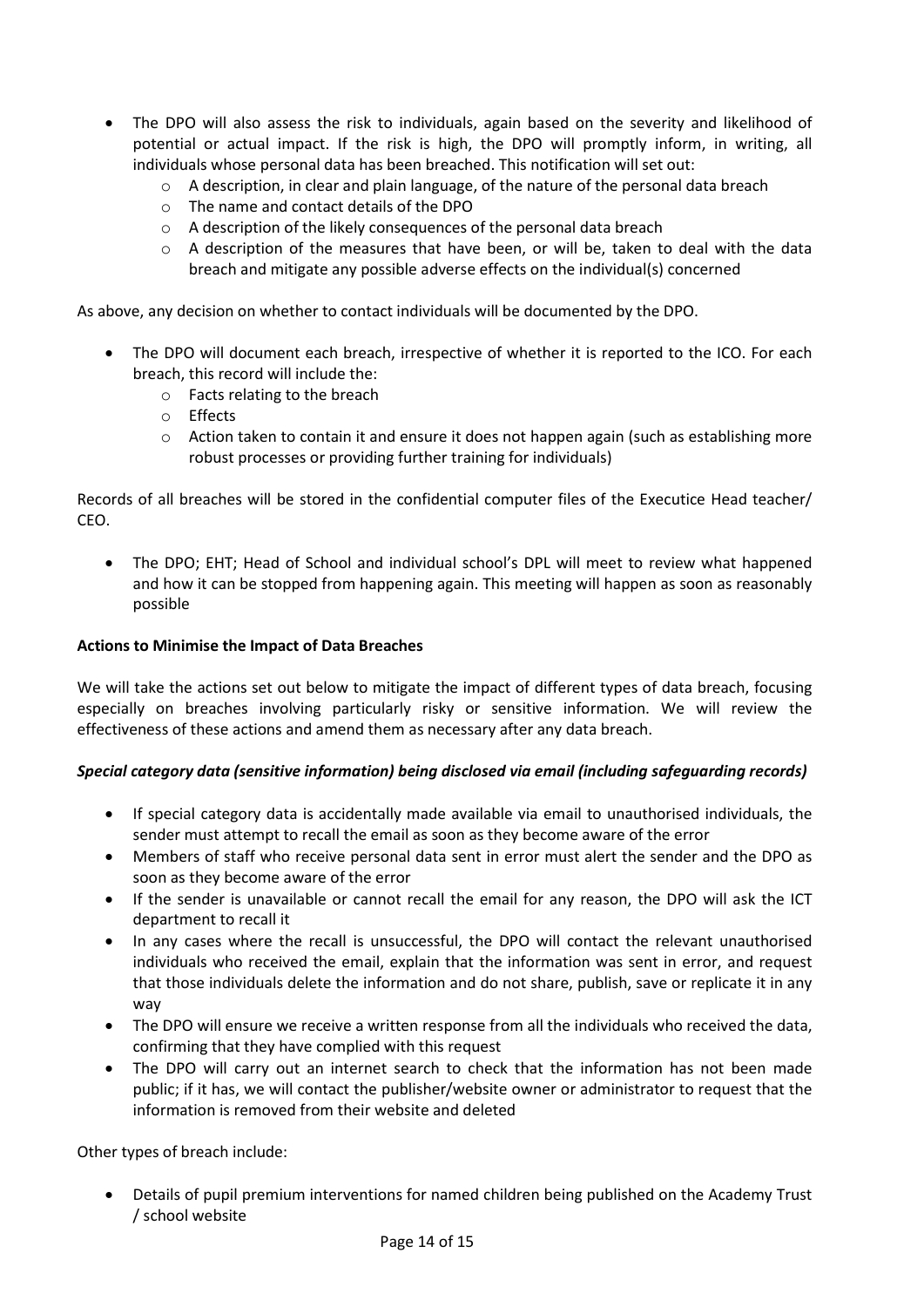- The DPO will also assess the risk to individuals, again based on the severity and likelihood of potential or actual impact. If the risk is high, the DPO will promptly inform, in writing, all individuals whose personal data has been breached. This notification will set out:
    - A description, in clear and plain language, of the nature of the personal data breach
    - The name and contact details of the DPO
    - A description of the likely consequences of the personal data breach
    - A description of the measures that have been, or will be, taken to deal with the data breach and mitigate any possible adverse effects on the individual(s) concerned

As above, any decision on whether to contact individuals will be documented by the DPO.

- The DPO will document each breach, irrespective of whether it is reported to the ICO. For each breach, this record will include the:
    - Facts relating to the breach
    - Effects
    - Action taken to contain it and ensure it does not happen again (such as establishing more robust processes or providing further training for individuals)

Records of all breaches will be stored in the confidential computer files of the Executice Head teacher/ CEO.

- The DPO; EHT; Head of School and individual school's DPL will meet to review what happened and how it can be stopped from happening again. This meeting will happen as soon as reasonably possible

**Actions to Minimise the Impact of Data Breaches**

We will take the actions set out below to mitigate the impact of different types of data breach, focusing especially on breaches involving particularly risky or sensitive information. We will review the effectiveness of these actions and amend them as necessary after any data breach.

***Special category data (sensitive information) being disclosed via email (including safeguarding records)***

- If special category data is accidentally made available via email to unauthorised individuals, the sender must attempt to recall the email as soon as they become aware of the error
- Members of staff who receive personal data sent in error must alert the sender and the DPO as soon as they become aware of the error
- If the sender is unavailable or cannot recall the email for any reason, the DPO will ask the ICT department to recall it
- In any cases where the recall is unsuccessful, the DPO will contact the relevant unauthorised individuals who received the email, explain that the information was sent in error, and request that those individuals delete the information and do not share, publish, save or replicate it in any way
- The DPO will ensure we receive a written response from all the individuals who received the data, confirming that they have complied with this request
- The DPO will carry out an internet search to check that the information has not been made public; if it has, we will contact the publisher/website owner or administrator to request that the information is removed from their website and deleted

Other types of breach include:

- Details of pupil premium interventions for named children being published on the Academy Trust / school website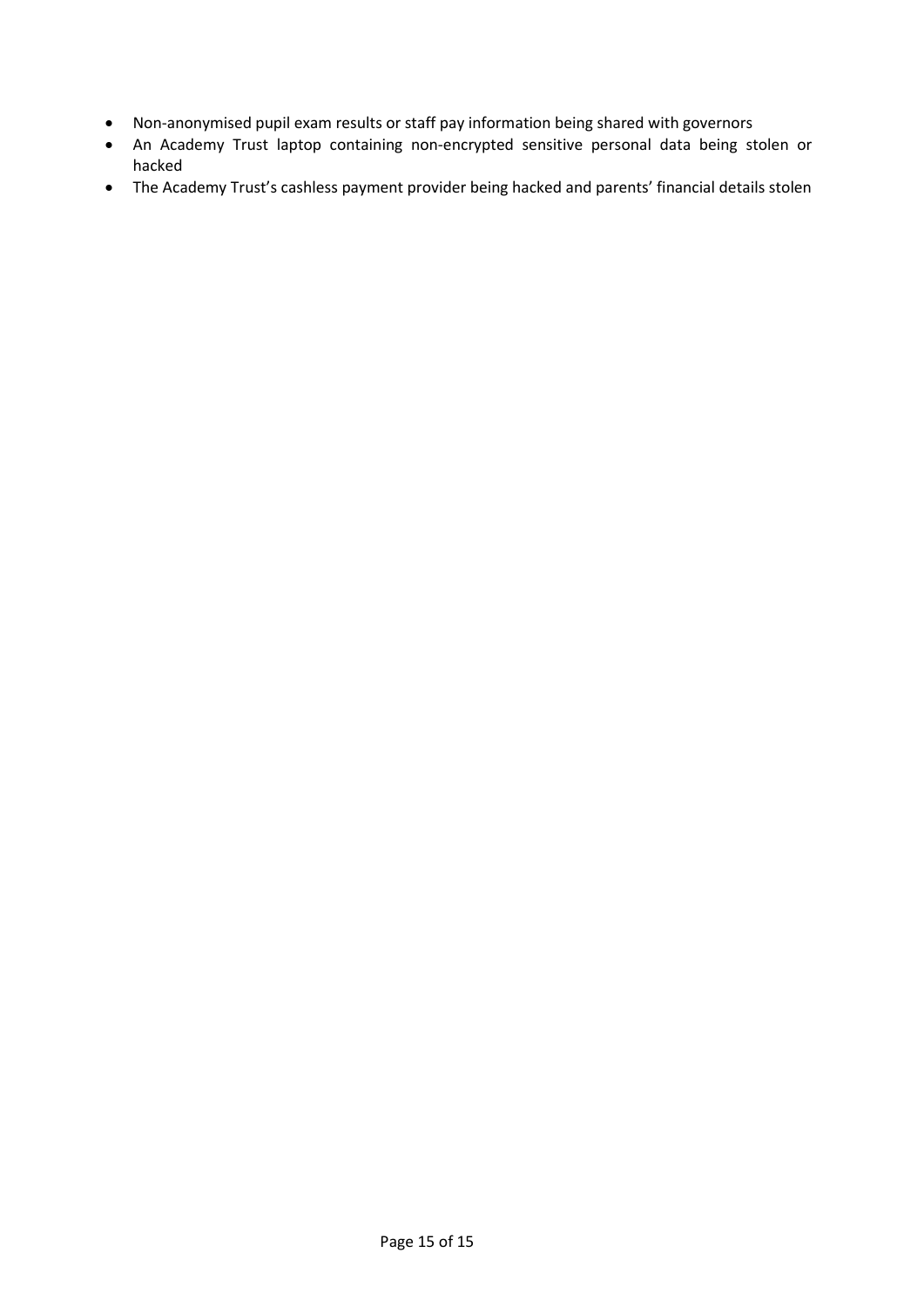- Non-anonymised pupil exam results or staff pay information being shared with governors
- An Academy Trust laptop containing non-encrypted sensitive personal data being stolen or hacked
- The Academy Trust's cashless payment provider being hacked and parents' financial details stolen